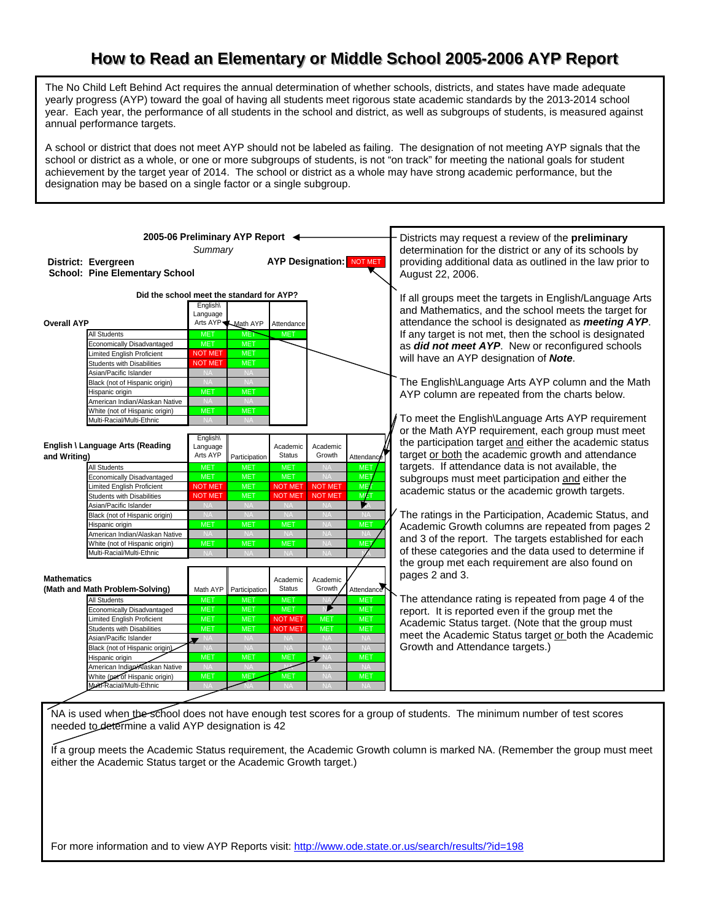# How to Read an Elementary or Middle School 2005-2006 AYP Report

The No Child Left Behind Act requires the annual determination of whether schools, districts, and states have made adequate yearly progress (AYP) toward the goal of having all students meet rigorous state academic standards by the 2013-2014 school year. Each year, the performance of all students in the school and district, as well as subgroups of students, is measured against annual performance targets.

A school or district that does not meet AYP should not be labeled as failing. The designation of not meeting AYP signals that the school or district as a whole, or one or more subgroups of students, is not "on track" for meeting the national goals for student achievement by the target year of 2014. The school or district as a whole may have strong academic performance, but the designation may be based on a single factor or a single subgroup.

**2005-06 Preliminary AYP Report**

*Summary*

**District: Evergreen**
**School: Pine Elementary School**

**AYP Designation:** NOT MET

**Did the school meet the standard for AYP?**

**Overall AYP**

| | English\ Language Arts AYP | Math AYP | Attendance |
|---|---|---|---|
| All Students | MET | MET | MET |
| Economically Disadvantaged | MET | MET | |
| Limited English Proficient | NOT MET | MET | |
| Students with Disabilities | NOT MET | MET | |
| Asian/Pacific Islander | NA | NA | |
| Black (not of Hispanic origin) | NA | NA | |
| Hispanic origin | MET | MET | |
| American Indian/Alaskan Native | NA | NA | |
| White (not of Hispanic origin) | MET | MET | |
| Multi-Racial/Multi-Ethnic | NA | NA | |

**English \ Language Arts (Reading and Writing)**

| | English\ Language Arts AYP | Participation | Academic Status | Academic Growth | Attendance |
|---|---|---|---|---|---|
| All Students | MET | MET | MET | NA | MET |
| Economically Disadvantaged | MET | MET | MET | NA | MET |
| Limited English Proficient | NOT MET | MET | NOT MET | NOT MET | MET |
| Students with Disabilities | NOT MET | MET | NOT MET | NOT MET | MET |
| Asian/Pacific Islander | NA | NA | NA | NA | NA |
| Black (not of Hispanic origin) | NA | NA | NA | NA | NA |
| Hispanic origin | MET | MET | MET | NA | MET |
| American Indian/Alaskan Native | NA | NA | NA | NA | NA |
| White (not of Hispanic origin) | MET | MET | MET | NA | MET |
| Multi-Racial/Multi-Ethnic | NA | NA | NA | NA | NA |

**Mathematics (Math and Math Problem-Solving)**

| | Math AYP | Participation | Academic Status | Academic Growth | Attendance |
|---|---|---|---|---|---|
| All Students | MET | MET | MET | NA | MET |
| Economically Disadvantaged | MET | MET | MET | NA | MET |
| Limited English Proficient | MET | MET | NOT MET | MET | MET |
| Students with Disabilities | MET | MET | NOT MET | MET | MET |
| Asian/Pacific Islander | NA | NA | NA | NA | NA |
| Black (not of Hispanic origin) | NA | NA | NA | NA | NA |
| Hispanic origin | MET | MET | MET | NA | MET |
| American Indian/Alaskan Native | NA | NA | NA | NA | NA |
| White (not of Hispanic origin) | MET | MET | MET | NA | MET |
| Multi-Racial/Multi-Ethnic | NA | NA | NA | NA | NA |

Districts may request a review of the **preliminary** determination for the district or any of its schools by providing additional data as outlined in the law prior to August 22, 2006.

If all groups meet the targets in English/Language Arts and Mathematics, and the school meets the target for attendance the school is designated as ***meeting AYP***. If any target is not met, then the school is designated as ***did not meet AYP***. New or reconfigured schools will have an AYP designation of ***Note***.

The English\Language Arts AYP column and the Math AYP column are repeated from the charts below.

To meet the English\Language Arts AYP requirement or the Math AYP requirement, each group must meet the participation target and either the academic status target or both the academic growth and attendance targets. If attendance data is not available, the subgroups must meet participation and either the academic status or the academic growth targets.

The ratings in the Participation, Academic Status, and Academic Growth columns are repeated from pages 2 and 3 of the report. The targets established for each of these categories and the data used to determine if the group met each requirement are also found on pages 2 and 3.

The attendance rating is repeated from page 4 of the report. It is reported even if the group met the Academic Status target. (Note that the group must meet the Academic Status target or both the Academic Growth and Attendance targets.)

NA is used when the school does not have enough test scores for a group of students. The minimum number of test scores needed to determine a valid AYP designation is 42

If a group meets the Academic Status requirement, the Academic Growth column is marked NA. (Remember the group must meet either the Academic Status target or the Academic Growth target.)

For more information and to view AYP Reports visit: http://www.ode.state.or.us/search/results/?id=198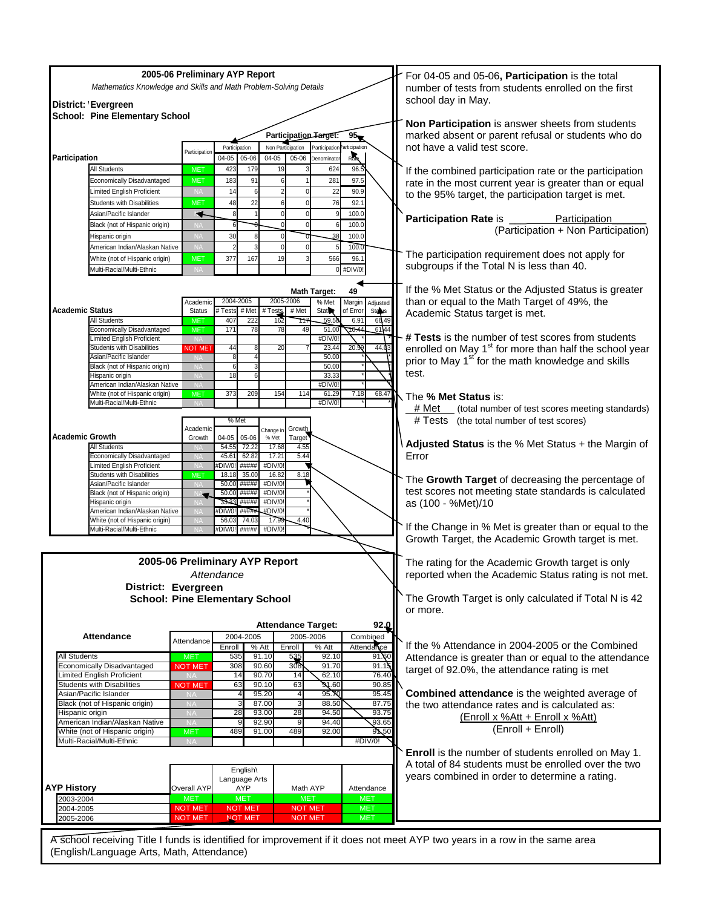## 2005-06 Preliminary AYP Report

*Mathematics Knowledge and Skills and Math Problem-Solving Details*

**District:** 'Evergreen
**School: Pine Elementary School**

**Participation Target: 95**

| Participation | Participation | Participation 04-05 | Participation 05-06 | Non Participation 04-05 | Non Participation 05-06 | Participation Denominator | Participation Rate |
|---|---|---|---|---|---|---|---|
| All Students | MET | 423 | 179 | 19 | 3 | 624 | 96.5 |
| Economically Disadvantaged | MET | 183 | 91 | 6 | 1 | 281 | 97.5 |
| Limited English Proficient | NA | 14 | 6 | 2 | 0 | 22 | 90.9 |
| Students with Disabilities | MET | 48 | 22 | 6 | 0 | 76 | 92.1 |
| Asian/Pacific Islander | NA | 8 | 1 | 0 | 0 | 9 | 100.0 |
| Black (not of Hispanic origin) | NA | 6 | 0 | 0 | 0 | 6 | 100.0 |
| Hispanic origin | NA | 30 | 8 | 0 | 0 | 38 | 100.0 |
| American Indian/Alaskan Native | NA | 2 | 3 | 0 | 0 | 5 | 100.0 |
| White (not of Hispanic origin) | MET | 377 | 167 | 19 | 3 | 566 | 96.1 |
| Multi-Racial/Multi-Ethnic | NA | | | | | 0 | #DIV/0! |

**Math Target: 49**

| Academic Status | Academic Status | 2004-2005 # Tests | 2004-2005 # Met | 2005-2006 # Tests | 2005-2006 # Met | % Met Status | Margin of Error | Adjusted Status |
|---|---|---|---|---|---|---|---|---|
| All Students | MET | 407 | 222 | 162 | 117 | 59.58 | 6.91 | 66.49 |
| Economically Disadvantaged | MET | 171 | 78 | 78 | 49 | 51.00 | 10.44 | 61.44 |
| Limited English Proficient | NA | | | | | #DIV/0! | * | * |
| Students with Disabilities | NOT MET | 44 | 8 | 20 | 7 | 23.44 | 20.59 | 44.03 |
| Asian/Pacific Islander | NA | 8 | 4 | | | 50.00 | * | * |
| Black (not of Hispanic origin) | NA | 6 | 3 | | | 50.00 | * | * |
| Hispanic origin | NA | 18 | 6 | | | 33.33 | * | * |
| American Indian/Alaskan Native | NA | | | | | #DIV/0! | * | * |
| White (not of Hispanic origin) | MET | 373 | 209 | 154 | 114 | 61.29 | 7.18 | 68.47 |
| Multi-Racial/Multi-Ethnic | NA | | | | | #DIV/0! | * | * |

| Academic Growth | Academic Growth | % Met 04-05 | % Met 05-06 | Change in % Met | Growth Target |
|---|---|---|---|---|---|
| All Students | NA | 54.55 | 72.22 | 17.68 | 4.55 |
| Economically Disadvantaged | NA | 45.61 | 62.82 | 17.21 | 5.44 |
| Limited English Proficient | NA | #DIV/0! | ##### | #DIV/0! | * |
| Students with Disabilities | MET | 18.18 | 35.00 | 16.82 | 8.18 |
| Asian/Pacific Islander | NA | 50.00 | ##### | #DIV/0! | * |
| Black (not of Hispanic origin) | NA | 50.00 | ##### | #DIV/0! | * |
| Hispanic origin | NA | 33.33 | ##### | #DIV/0! | * |
| American Indian/Alaskan Native | NA | #DIV/0! | ##### | #DIV/0! | * |
| White (not of Hispanic origin) | NA | 56.03 | 74.03 | 17.99 | 4.40 |
| Multi-Racial/Multi-Ethnic | NA | #DIV/0! | ##### | #DIV/0! | * |

## 2005-06 Preliminary AYP Report

*Attendance*

**District: Evergreen**
**School: Pine Elementary School**

**Attendance Target: 92.0**

| Attendance | Attendance | 2004-2005 Enroll | 2004-2005 % Att | 2005-2006 Enroll | 2005-2006 % Att | Combined Attendance |
|---|---|---|---|---|---|---|
| All Students | MET | 535 | 91.10 | 535 | 92.10 | 91.60 |
| Economically Disadvantaged | NOT MET | 308 | 90.60 | 308 | 91.70 | 91.15 |
| Limited English Proficient | NA | 14 | 90.70 | 14 | 62.10 | 76.40 |
| Students with Disabilities | NOT MET | 63 | 90.10 | 63 | 91.60 | 90.85 |
| Asian/Pacific Islander | NA | 4 | 95.20 | 4 | 95.70 | 95.45 |
| Black (not of Hispanic origin) | NA | 3 | 87.00 | 3 | 88.50 | 87.75 |
| Hispanic origin | NA | 28 | 93.00 | 28 | 94.50 | 93.75 |
| American Indian/Alaskan Native | NA | 9 | 92.90 | 9 | 94.40 | 93.65 |
| White (not of Hispanic origin) | MET | 489 | 91.00 | 489 | 92.00 | 91.50 |
| Multi-Racial/Multi-Ethnic | NA | | | | | #DIV/0! |

| AYP History | Overall AYP | English\Language Arts AYP | Math AYP | Attendance |
|---|---|---|---|---|
| 2003-2004 | MET | MET | MET | MET |
| 2004-2005 | NOT MET | NOT MET | NOT MET | MET |
| 2005-2006 | NOT MET | NOT MET | NOT MET | MET |

For 04-05 and 05-06, **Participation** is the total number of tests from students enrolled on the first school day in May.

**Non Participation** is answer sheets from students marked absent or parent refusal or students who do not have a valid test score.

If the combined participation rate or the participation rate in the most current year is greater than or equal to the 95% target, the participation target is met.

**Participation Rate** is $\frac{\text{Participation}}{\text{(Participation + Non Participation)}}$

The participation requirement does not apply for subgroups if the Total N is less than 40.

If the % Met Status or the Adjusted Status is greater than or equal to the Math Target of 49%, the Academic Status target is met.

**# Tests** is the number of test scores from students enrolled on May 1st for more than half the school year prior to May 1st for the math knowledge and skills test.

The **% Met Status** is:
$\frac{\text{\# Met (total number of test scores meeting standards)}}{\text{\# Tests (the total number of test scores)}}$

**Adjusted Status** is the % Met Status + the Margin of Error

The **Growth Target** of decreasing the percentage of test scores not meeting state standards is calculated as (100 - %Met)/10

If the Change in % Met is greater than or equal to the Growth Target, the Academic Growth target is met.

The rating for the Academic Growth target is only reported when the Academic Status rating is not met.

The Growth Target is only calculated if Total N is 42 or more.

If the % Attendance in 2004-2005 or the Combined Attendance is greater than or equal to the attendance target of 92.0%, the attendance rating is met

**Combined attendance** is the weighted average of the two attendance rates and is calculated as:
$\frac{\text{(Enroll x \%Att + Enroll x \%Att)}}{\text{(Enroll + Enroll)}}$

**Enroll** is the number of students enrolled on May 1. A total of 84 students must be enrolled over the two years combined in order to determine a rating.

A school receiving Title I funds is identified for improvement if it does not meet AYP two years in a row in the same area (English/Language Arts, Math, Attendance)